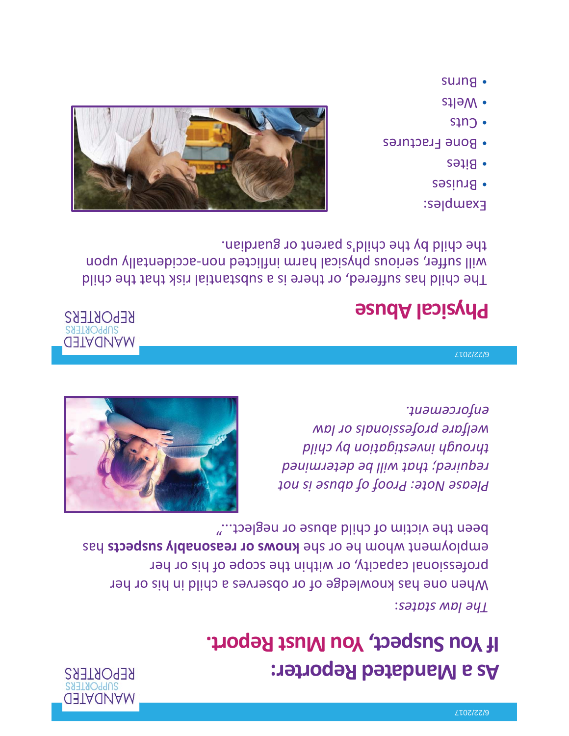# As a Mandated Reporter: If You Suspect, You Must Report.

*The law states:*

When one has knowledge of or observes a child in his or her professional capacity, or within the scope of his or her employment whom he or she **knows or reasonably suspects** has been the victim of child abuse or neglect..."

*Please Note: Proof of abuse is not required; that will be determined through investigation by child welfare professionals or law enforcement.*

# Physical Abuse

The child has suffered, or there is a substantial risk that the child will suffer, serious physical harm inflicted non-accidentally upon the child by the child's parent or guardian.

Examples:

- Bruises
- Bites
- Bone Fractures
- Cuts
- Welts
- Burns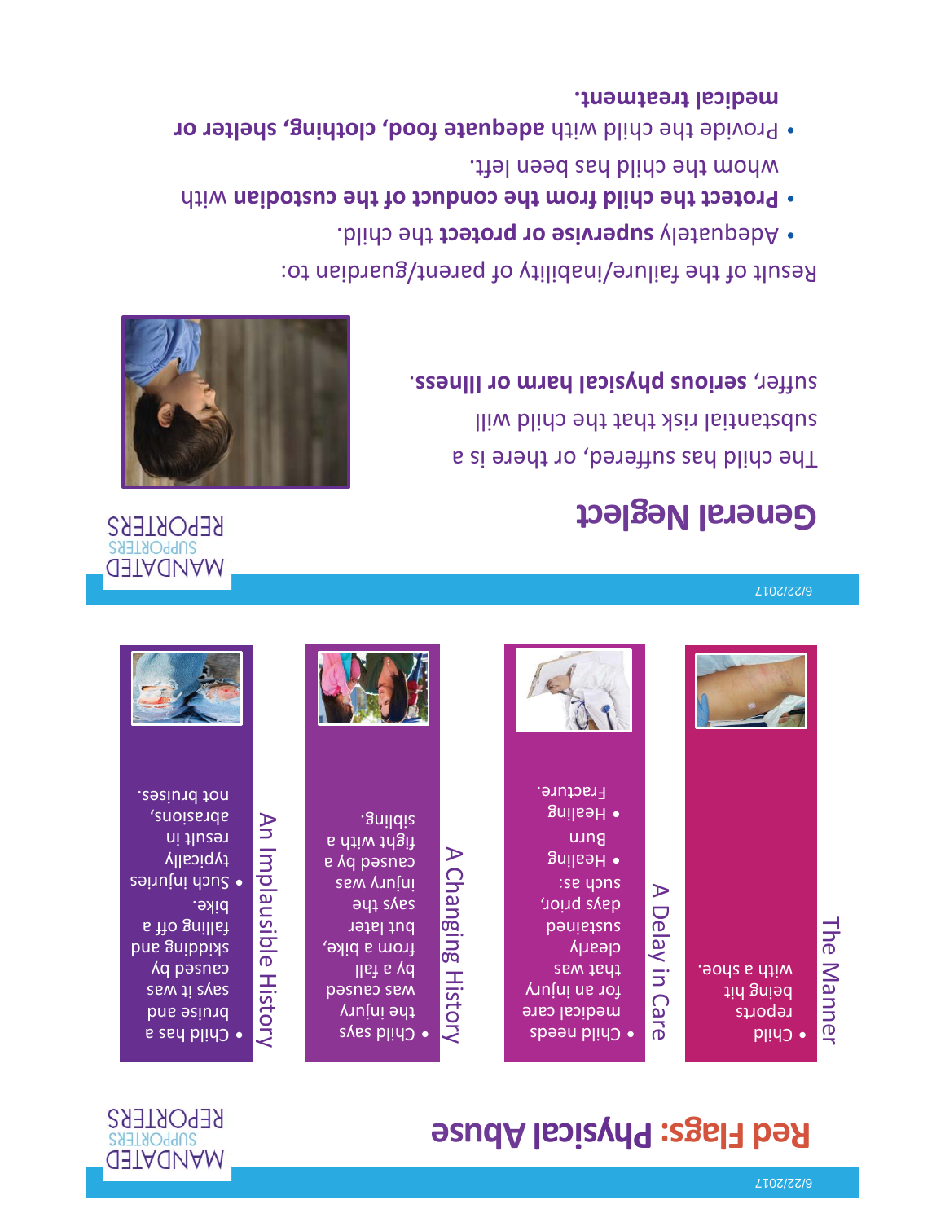## Red Flags: Physical Abuse

### The Manner

- Child reports being hit with a shoe.

### A Delay in Care

- Child needs medical care for an injury that was clearly sustained days prior, such as:
  - Healing Burn
  - Healing Fracture.

### A Changing History

- Child says the injury was caused by a fall from a bike, but later says the injury was caused by a fight with a sibling.

### An Implausible History

- Child has a bruise and says it was caused by skidding and falling off a bike.
- Such injuries typically result in abrasions, not bruises.

## General Neglect

The child has suffered, or there is a substantial risk that the child will suffer, **serious physical harm or illness.**

Result of the failure/inability of parent/guardian to:

- Adequately **supervise or protect** the child.
- **Protect the child from the conduct of the custodian** with whom the child has been left.
- Provide the child with **adequate food, clothing, shelter or medical treatment.**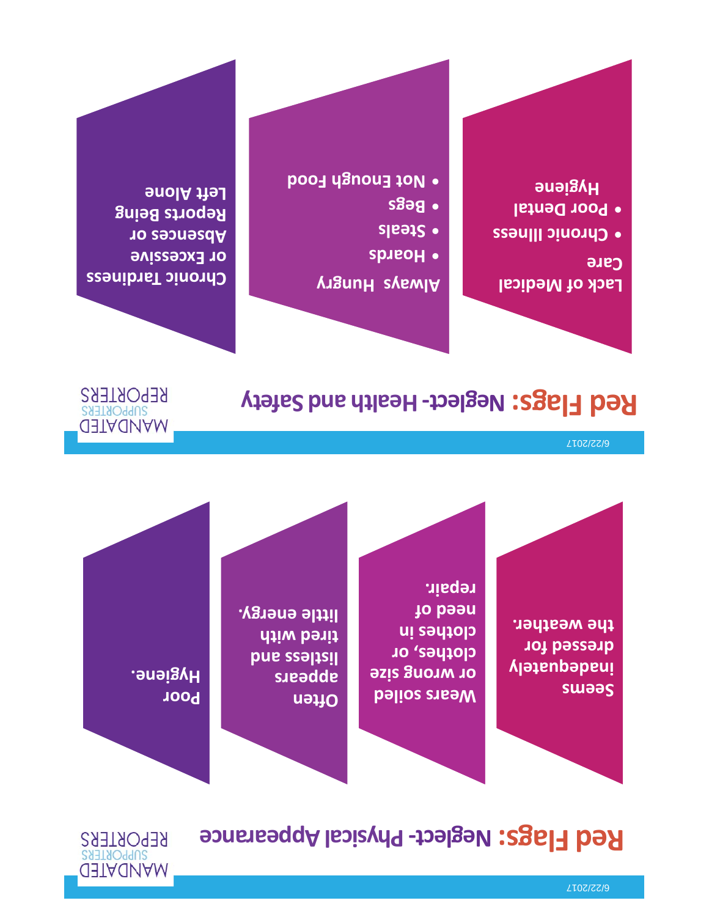## Red Flags: Neglect- Physical Appearance

- Seems inadequately dressed for the weather.
- Wears soiled or wrong size clothes, or clothes in need of repair.
- Often appears listless and tired with little energy.
- Poor Hygiene.

## Red Flags: Neglect- Health and Safety

**Lack of Medical Care**
- Chronic Illness
- Poor Dental Hygiene

**Always Hungry**
- Hoards
- Steals
- Begs
- Not Enough Food

**Chronic Tardiness or Excessive Absences or Reports Being Left Alone**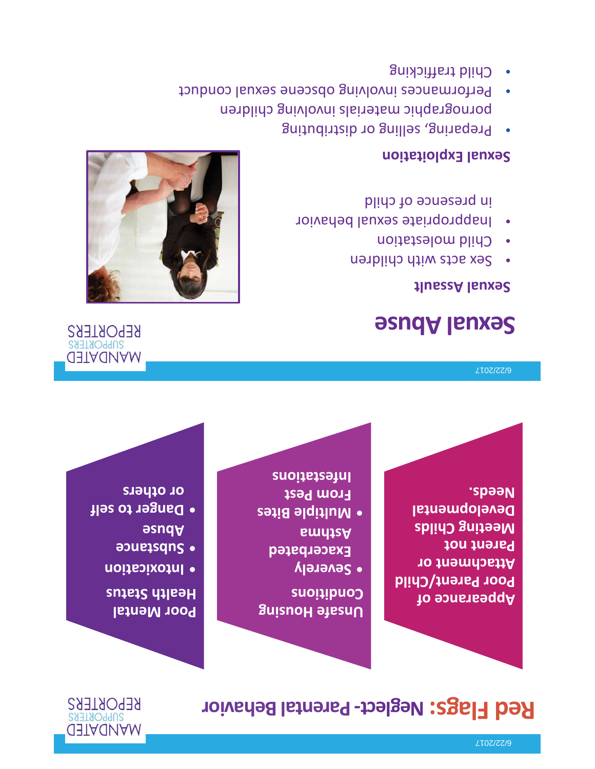# Sexual Abuse

## Sexual Assault

- Sex acts with children
- Child molestation
- Inappropriate sexual behavior in presence of child

## Sexual Exploitation

- Preparing, selling or distributing pornographic materials involving children
- Performances involving obscene sexual conduct
- Child trafficking

# Red Flags: Neglect- Parental Behavior

**Appearance of Poor Parent/Child Attachment or Parent not Meeting Childs Developmental Needs.**

**Unsafe Housing Conditions**

- **Severely Exacerbated Asthma**
- **Multiple Bites From Pest Infestations**

**Poor Mental Health Status**

- **Intoxication**
- **Substance Abuse**
- **Danger to self or others**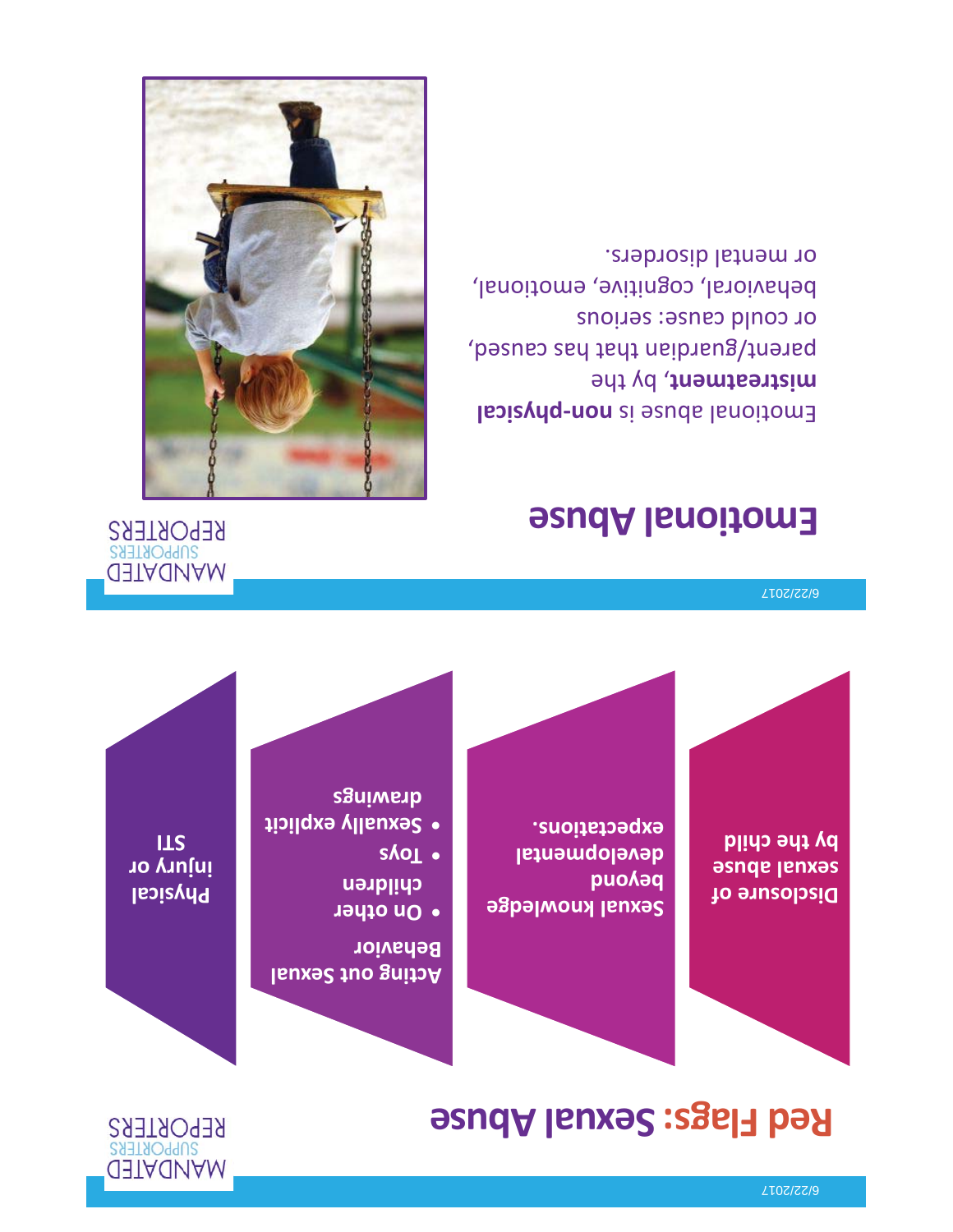## Red Flags: Sexual Abuse

- Disclosure of sexual abuse by the child
- Sexual knowledge beyond developmental expectations.
- Acting out Sexual Behavior
  - On other children
  - Toys
  - Sexually explicit drawings
- Physical injury or STI

## Emotional Abuse

Emotional abuse is **non-physical mistreatment**, by the parent/guardian that has caused, or could cause: serious behavioral, cognitive, emotional, or mental disorders.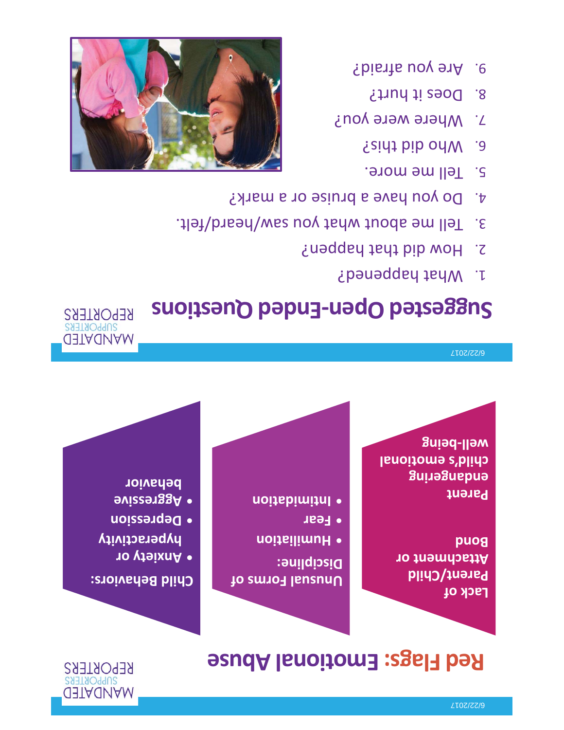## Red Flags: Emotional Abuse

**Lack of Parent/Child Attachment or Bond**

**Parent endangering child's emotional well-being**

**Unusual Forms of Discipline:**

- **Humiliation**
- **Fear**
- **Intimidation**

**Child Behaviors:**

- **Anxiety or hyperactivity**
- **Depression**
- **Aggressive behavior**

## Suggested Open-Ended Questions

1. What happened?
2. How did that happen?
3. Tell me about what you saw/heard/felt.
4. Do you have a bruise or a mark?
5. Tell me more.
6. Who did this?
7. Where were you?
8. Does it hurt?
9. Are you afraid?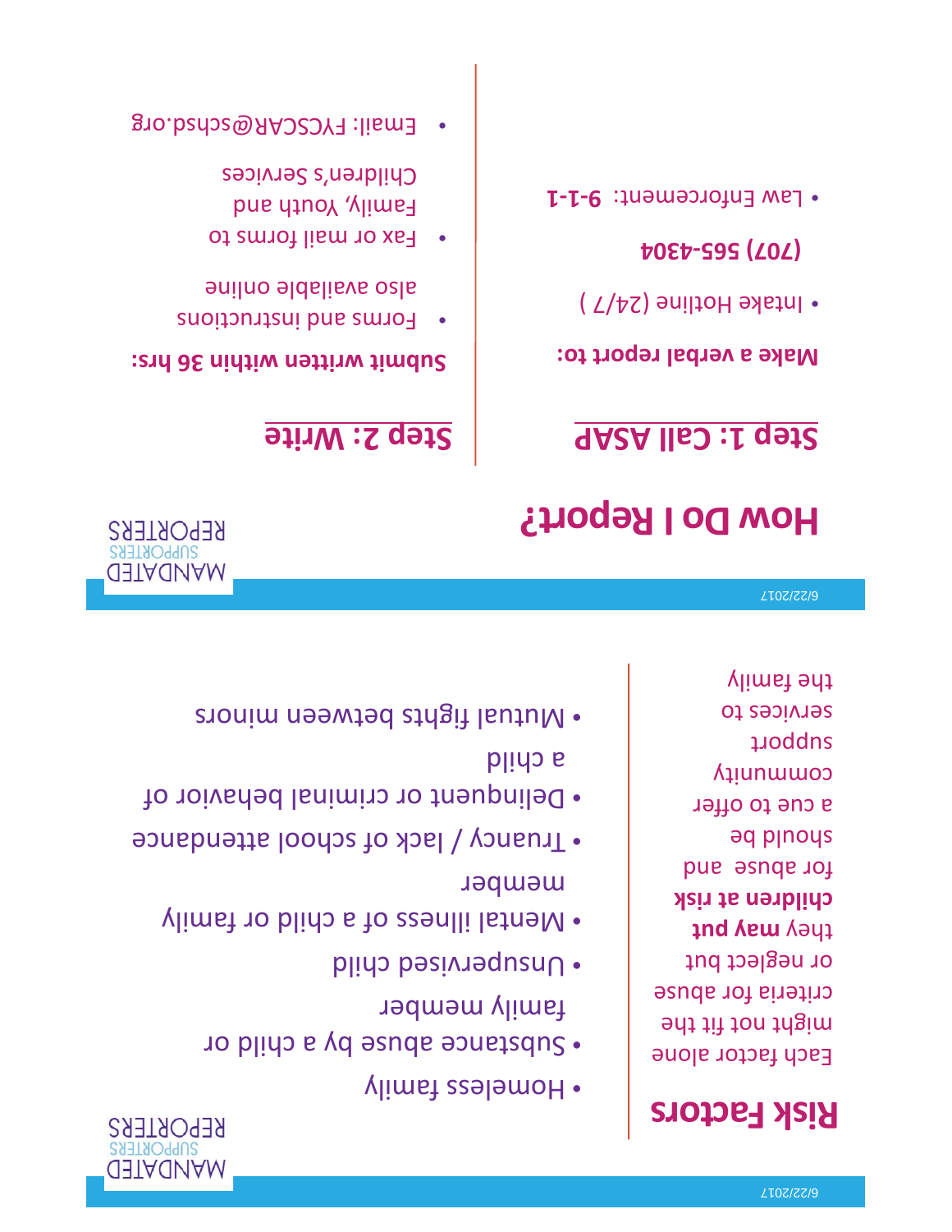# How Do I Report?

## Step 1: Call ASAP

**Make a verbal report to:**

- Intake Hotline (24/7 )

  **(707) 565-4304**

- Law Enforcement: **9-1-1**

## Step 2: Write

**Submit written within 36 hrs:**

- Forms and instructions also available online
- Fax or mail forms to Family, Youth and Children's Services
- Email: FYCSCAR@schsd.org

# Risk Factors

Each factor alone might not fit the criteria for abuse or neglect but they **may put children at risk** for abuse and should be a cue to offer community support services to the family

- Homeless family
- Substance abuse by a child or family member
- Unsupervised child
- Mental illness of a child or family member
- Truancy / lack of school attendance
- Delinquent or criminal behavior of a child
- Mutual fights between minors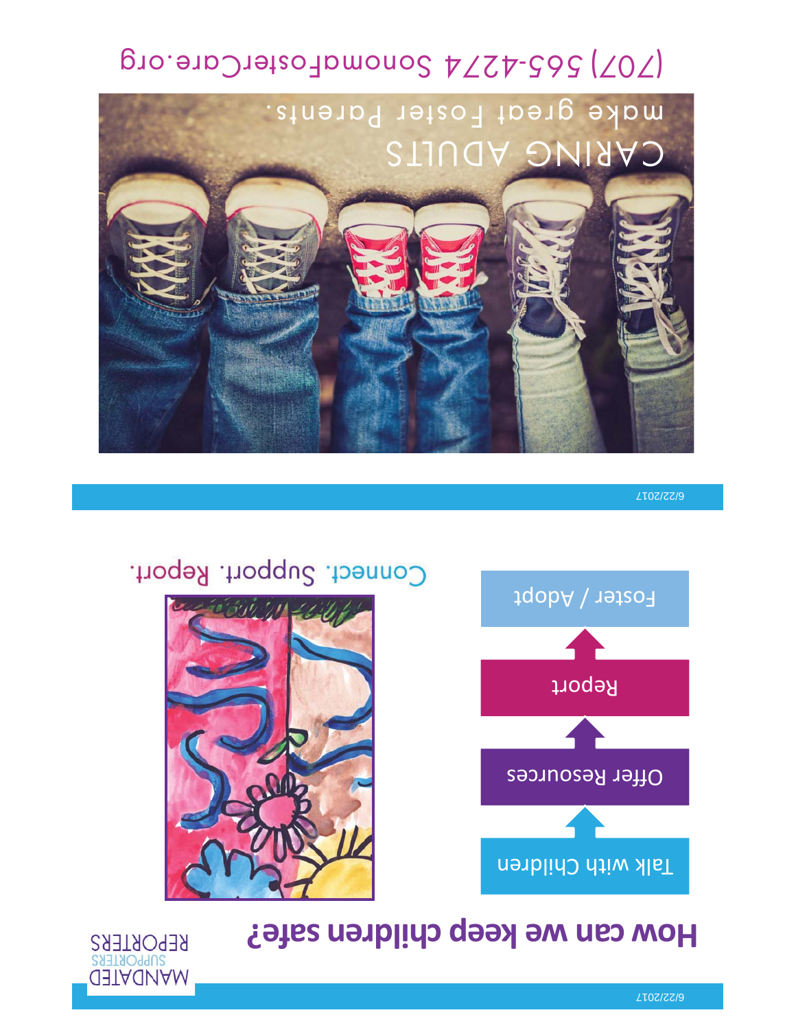# How can we keep children safe?

MANDATED SUPPORTERS REPORTERS

- Talk with Children
- Offer Resources
- Report
- Foster / Adopt

Connect. Support. Report.

6/22/2017

CARING ADULTS make great Foster Parents.

(707) 565-4274 SonomaFosterCare.org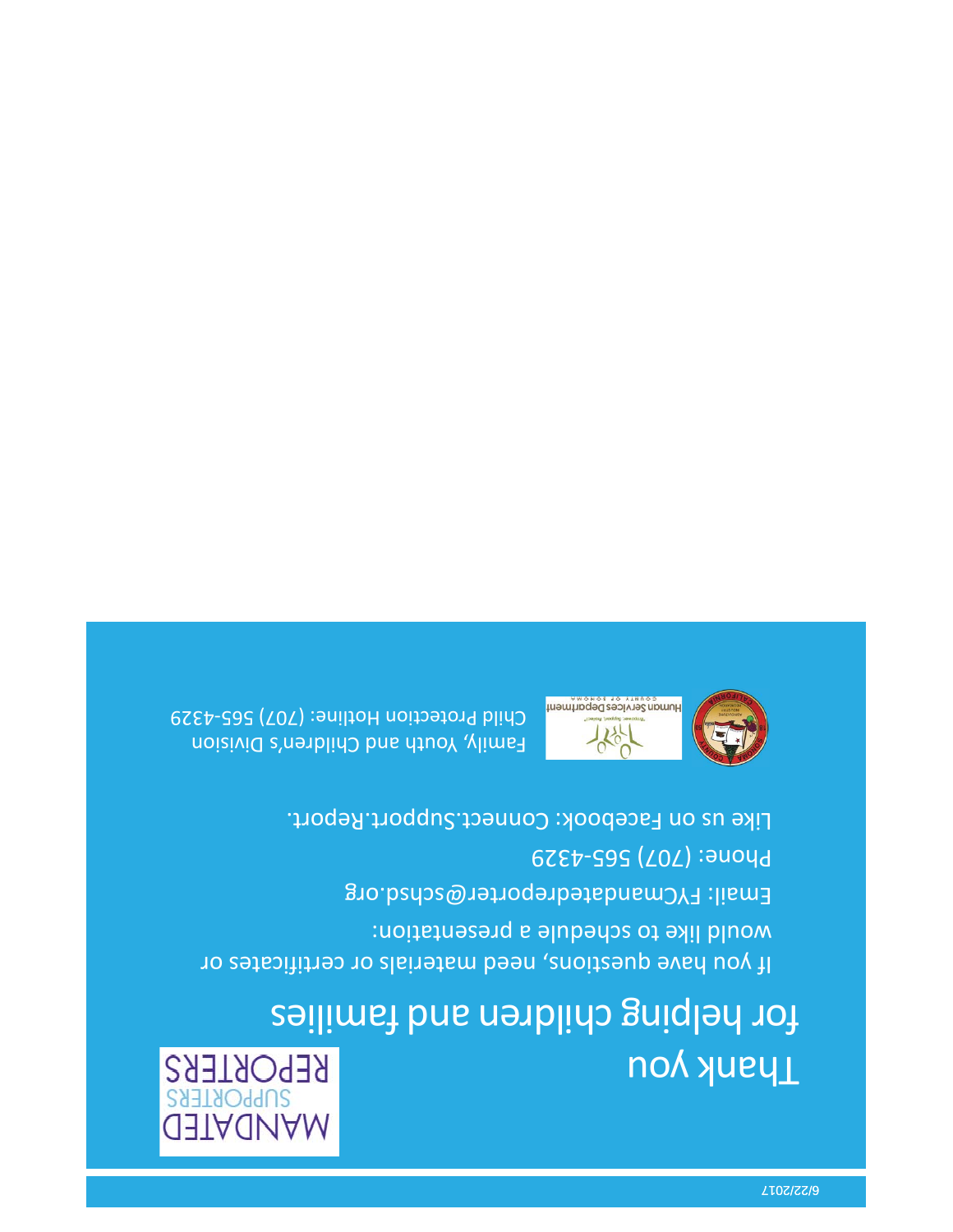# Thank you for helping children and families

MANDATED SUPPORTERS REPORTERS

If you have questions, need materials or certificates or would like to schedule a presentation:

Email: FYCmandatedreporter@schsd.org

Phone: (707) 565-4329

Like us on Facebook: Connect.Support.Report.

Human Services Department

Family, Youth and Children's Division

Child Protection Hotline: (707) 565-4329

6/22/2017